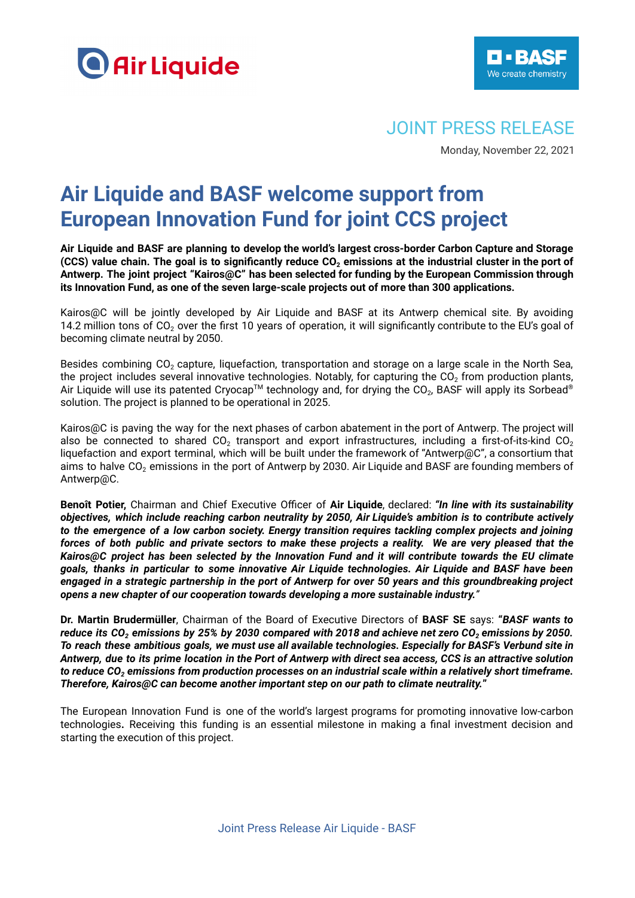Air Liquide

BASF We create chemistry

JOINT PRESS RELEASE

Monday, November 22, 2021

# Air Liquide and BASF welcome support from European Innovation Fund for joint CCS project

**Air Liquide and BASF are planning to develop the world's largest cross-border Carbon Capture and Storage (CCS) value chain. The goal is to significantly reduce $CO_2$ emissions at the industrial cluster in the port of Antwerp. The joint project "Kairos@C" has been selected for funding by the European Commission through its Innovation Fund, as one of the seven large-scale projects out of more than 300 applications.**

Kairos@C will be jointly developed by Air Liquide and BASF at its Antwerp chemical site. By avoiding 14.2 million tons of $CO_2$ over the first 10 years of operation, it will significantly contribute to the EU's goal of becoming climate neutral by 2050.

Besides combining $CO_2$ capture, liquefaction, transportation and storage on a large scale in the North Sea, the project includes several innovative technologies. Notably, for capturing the $CO_2$ from production plants, Air Liquide will use its patented Cryocap™ technology and, for drying the $CO_2$, BASF will apply its Sorbead® solution. The project is planned to be operational in 2025.

Kairos@C is paving the way for the next phases of carbon abatement in the port of Antwerp. The project will also be connected to shared $CO_2$ transport and export infrastructures, including a first-of-its-kind $CO_2$ liquefaction and export terminal, which will be built under the framework of "Antwerp@C", a consortium that aims to halve $CO_2$ emissions in the port of Antwerp by 2030. Air Liquide and BASF are founding members of Antwerp@C.

**Benoît Potier,** Chairman and Chief Executive Officer of **Air Liquide**, declared: ***"In line with its sustainability objectives, which include reaching carbon neutrality by 2050, Air Liquide's ambition is to contribute actively to the emergence of a low carbon society. Energy transition requires tackling complex projects and joining forces of both public and private sectors to make these projects a reality. We are very pleased that the Kairos@C project has been selected by the Innovation Fund and it will contribute towards the EU climate goals, thanks in particular to some innovative Air Liquide technologies. Air Liquide and BASF have been engaged in a strategic partnership in the port of Antwerp for over 50 years and this groundbreaking project opens a new chapter of our cooperation towards developing a more sustainable industry."***

**Dr. Martin Brudermüller**, Chairman of the Board of Executive Directors of **BASF SE** says: ***"BASF wants to reduce its $CO_2$ emissions by 25% by 2030 compared with 2018 and achieve net zero $CO_2$ emissions by 2050. To reach these ambitious goals, we must use all available technologies. Especially for BASF's Verbund site in Antwerp, due to its prime location in the Port of Antwerp with direct sea access, CCS is an attractive solution to reduce $CO_2$ emissions from production processes on an industrial scale within a relatively short timeframe. Therefore, Kairos@C can become another important step on our path to climate neutrality."***

The European Innovation Fund is one of the world's largest programs for promoting innovative low-carbon technologies. Receiving this funding is an essential milestone in making a final investment decision and starting the execution of this project.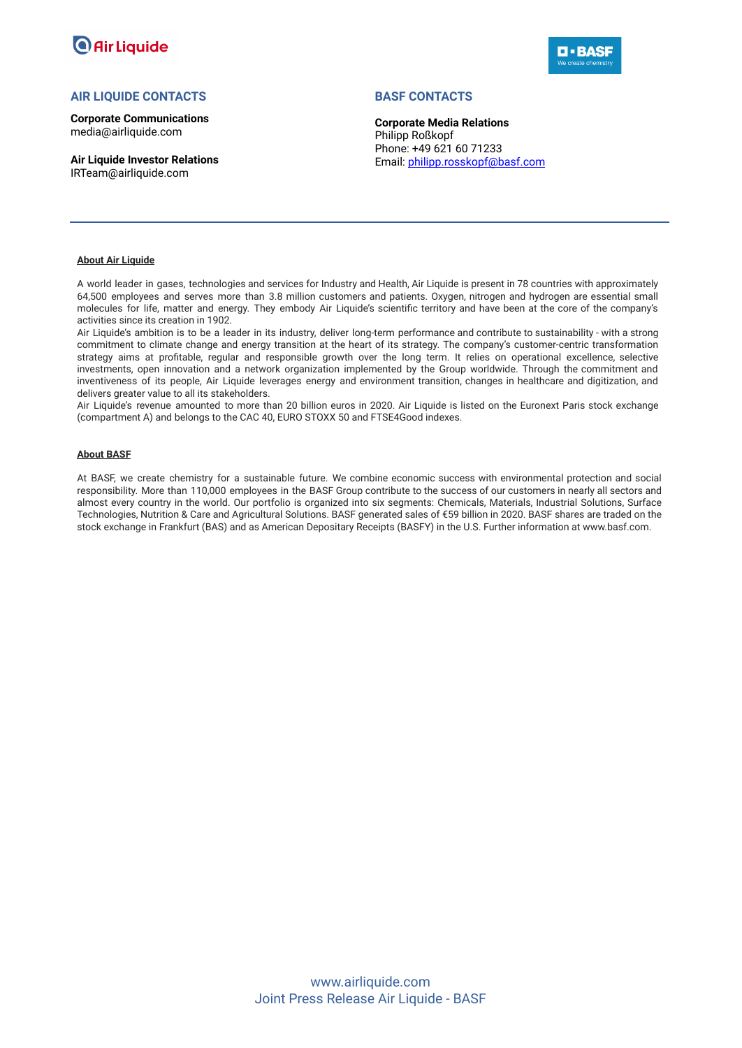## AIR LIQUIDE CONTACTS

**Corporate Communications**
media@airliquide.com

**Air Liquide Investor Relations**
IRTeam@airliquide.com

## BASF CONTACTS

**Corporate Media Relations**
Philipp Roßkopf
Phone: +49 621 60 71233
Email: philipp.rosskopf@basf.com

---

**About Air Liquide**

A world leader in gases, technologies and services for Industry and Health, Air Liquide is present in 78 countries with approximately 64,500 employees and serves more than 3.8 million customers and patients. Oxygen, nitrogen and hydrogen are essential small molecules for life, matter and energy. They embody Air Liquide's scientific territory and have been at the core of the company's activities since its creation in 1902.
Air Liquide's ambition is to be a leader in its industry, deliver long-term performance and contribute to sustainability - with a strong commitment to climate change and energy transition at the heart of its strategy. The company's customer-centric transformation strategy aims at profitable, regular and responsible growth over the long term. It relies on operational excellence, selective investments, open innovation and a network organization implemented by the Group worldwide. Through the commitment and inventiveness of its people, Air Liquide leverages energy and environment transition, changes in healthcare and digitization, and delivers greater value to all its stakeholders.
Air Liquide's revenue amounted to more than 20 billion euros in 2020. Air Liquide is listed on the Euronext Paris stock exchange (compartment A) and belongs to the CAC 40, EURO STOXX 50 and FTSE4Good indexes.

**About BASF**

At BASF, we create chemistry for a sustainable future. We combine economic success with environmental protection and social responsibility. More than 110,000 employees in the BASF Group contribute to the success of our customers in nearly all sectors and almost every country in the world. Our portfolio is organized into six segments: Chemicals, Materials, Industrial Solutions, Surface Technologies, Nutrition & Care and Agricultural Solutions. BASF generated sales of €59 billion in 2020. BASF shares are traded on the stock exchange in Frankfurt (BAS) and as American Depositary Receipts (BASFY) in the U.S. Further information at www.basf.com.